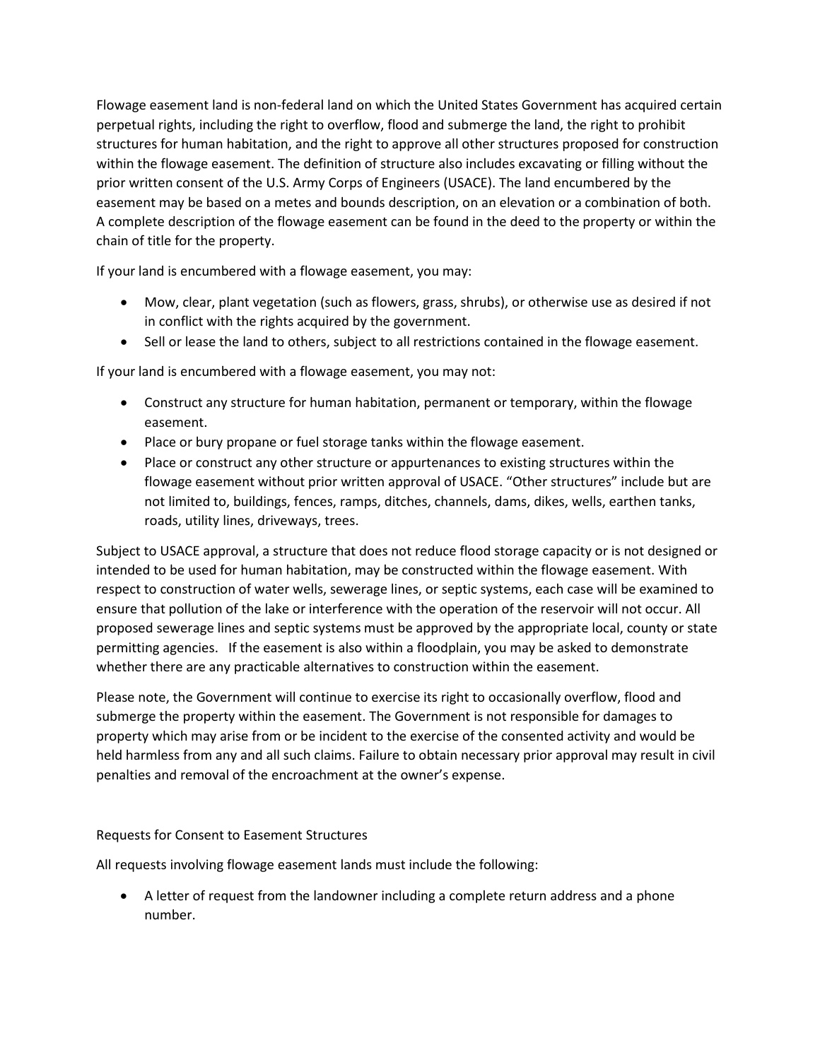Flowage easement land is non-federal land on which the United States Government has acquired certain perpetual rights, including the right to overflow, flood and submerge the land, the right to prohibit structures for human habitation, and the right to approve all other structures proposed for construction within the flowage easement. The definition of structure also includes excavating or filling without the prior written consent of the U.S. Army Corps of Engineers (USACE). The land encumbered by the easement may be based on a metes and bounds description, on an elevation or a combination of both. A complete description of the flowage easement can be found in the deed to the property or within the chain of title for the property.

If your land is encumbered with a flowage easement, you may:

- Mow, clear, plant vegetation (such as flowers, grass, shrubs), or otherwise use as desired if not in conflict with the rights acquired by the government.
- Sell or lease the land to others, subject to all restrictions contained in the flowage easement.

If your land is encumbered with a flowage easement, you may not:

- Construct any structure for human habitation, permanent or temporary, within the flowage easement.
- Place or bury propane or fuel storage tanks within the flowage easement.
- Place or construct any other structure or appurtenances to existing structures within the flowage easement without prior written approval of USACE. "Other structures" include but are not limited to, buildings, fences, ramps, ditches, channels, dams, dikes, wells, earthen tanks, roads, utility lines, driveways, trees.

Subject to USACE approval, a structure that does not reduce flood storage capacity or is not designed or intended to be used for human habitation, may be constructed within the flowage easement. With respect to construction of water wells, sewerage lines, or septic systems, each case will be examined to ensure that pollution of the lake or interference with the operation of the reservoir will not occur. All proposed sewerage lines and septic systems must be approved by the appropriate local, county or state permitting agencies. If the easement is also within a floodplain, you may be asked to demonstrate whether there are any practicable alternatives to construction within the easement.

Please note, the Government will continue to exercise its right to occasionally overflow, flood and submerge the property within the easement. The Government is not responsible for damages to property which may arise from or be incident to the exercise of the consented activity and would be held harmless from any and all such claims. Failure to obtain necessary prior approval may result in civil penalties and removal of the encroachment at the owner's expense.

Requests for Consent to Easement Structures

All requests involving flowage easement lands must include the following:

- A letter of request from the landowner including a complete return address and a phone number.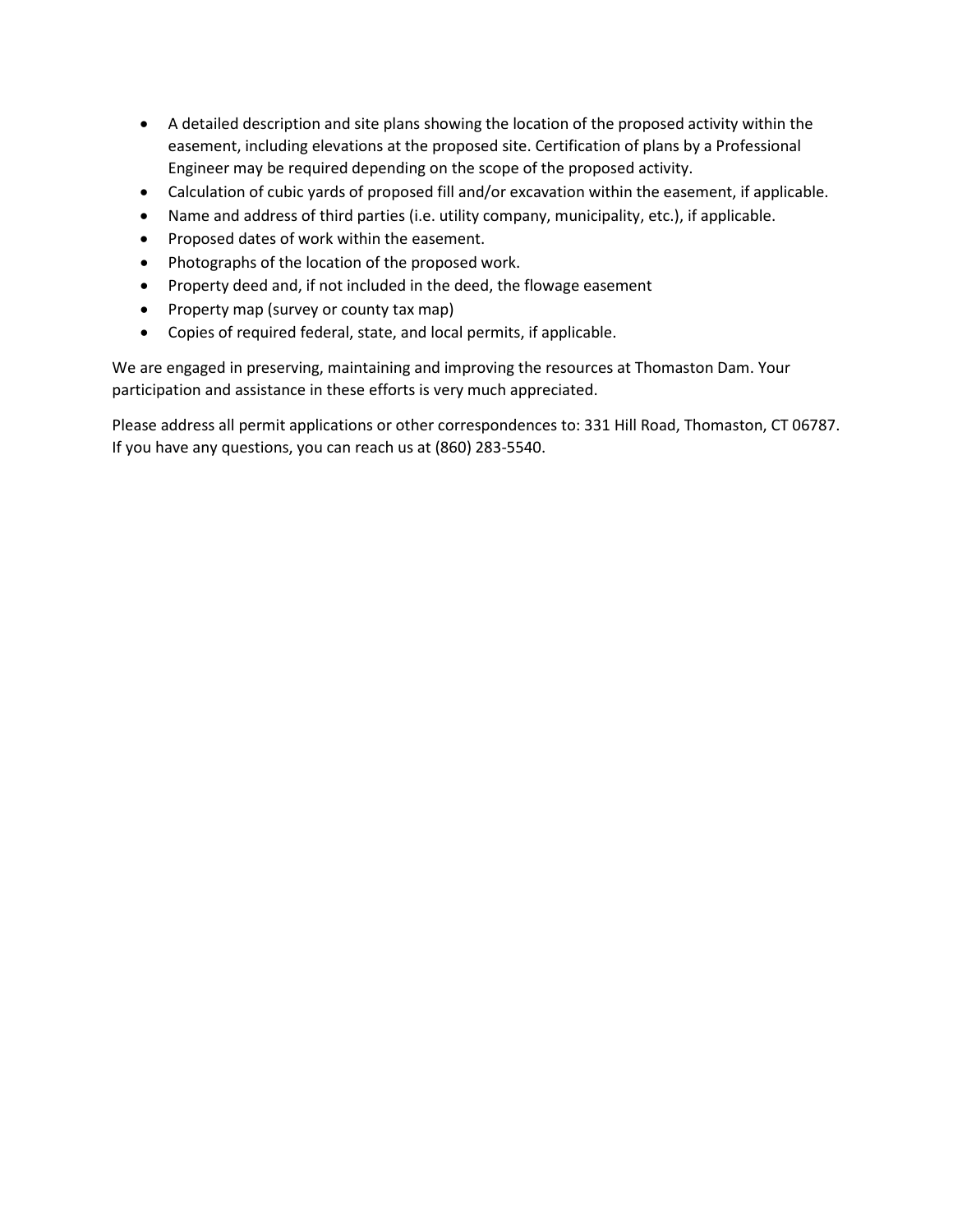- A detailed description and site plans showing the location of the proposed activity within the easement, including elevations at the proposed site. Certification of plans by a Professional Engineer may be required depending on the scope of the proposed activity.
- Calculation of cubic yards of proposed fill and/or excavation within the easement, if applicable.
- Name and address of third parties (i.e. utility company, municipality, etc.), if applicable.
- Proposed dates of work within the easement.
- Photographs of the location of the proposed work.
- Property deed and, if not included in the deed, the flowage easement
- Property map (survey or county tax map)
- Copies of required federal, state, and local permits, if applicable.

We are engaged in preserving, maintaining and improving the resources at Thomaston Dam. Your participation and assistance in these efforts is very much appreciated.

Please address all permit applications or other correspondences to: 331 Hill Road, Thomaston, CT 06787. If you have any questions, you can reach us at (860) 283-5540.